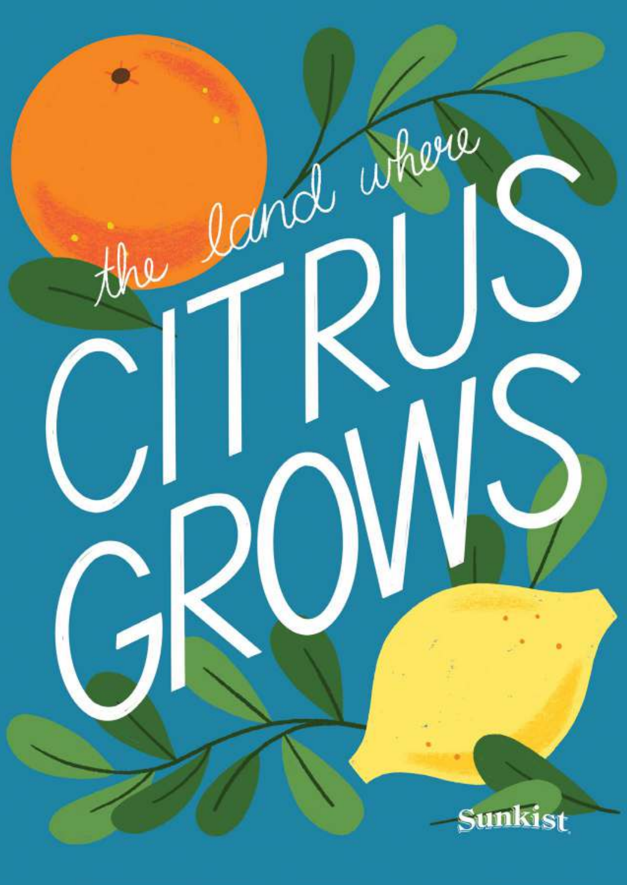# *the land where* CITRUS GROWS

Sunkist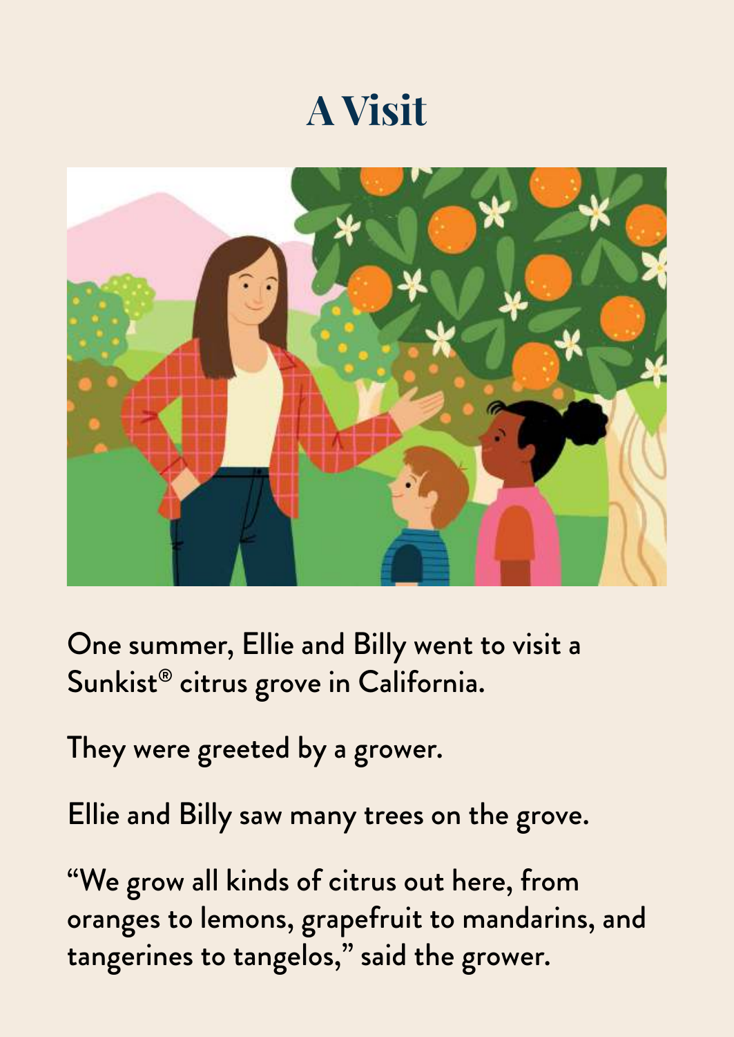# A Visit

One summer, Ellie and Billy went to visit a Sunkist® citrus grove in California.

They were greeted by a grower.

Ellie and Billy saw many trees on the grove.

"We grow all kinds of citrus out here, from oranges to lemons, grapefruit to mandarins, and tangerines to tangelos," said the grower.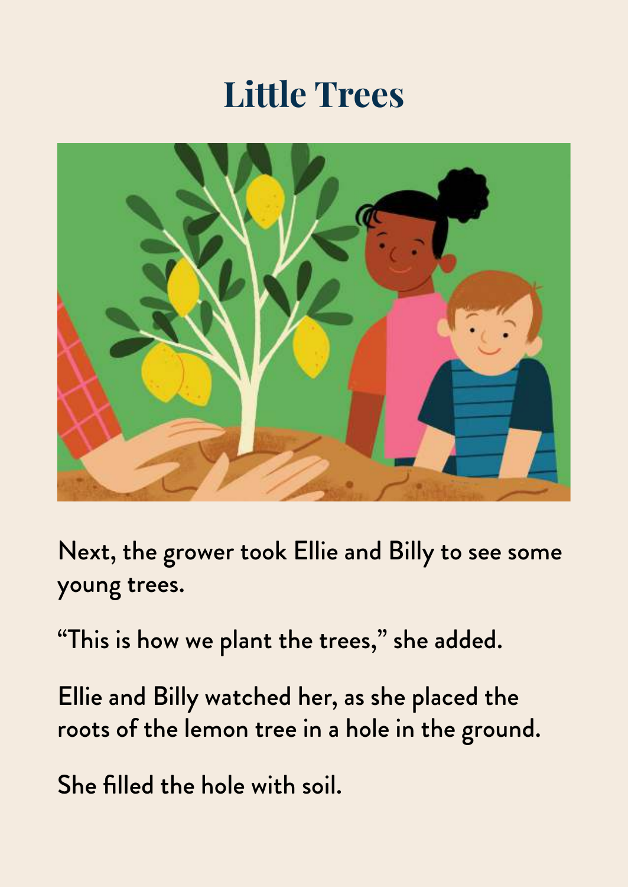# Little Trees

Next, the grower took Ellie and Billy to see some young trees.

"This is how we plant the trees," she added.

Ellie and Billy watched her, as she placed the roots of the lemon tree in a hole in the ground.

She filled the hole with soil.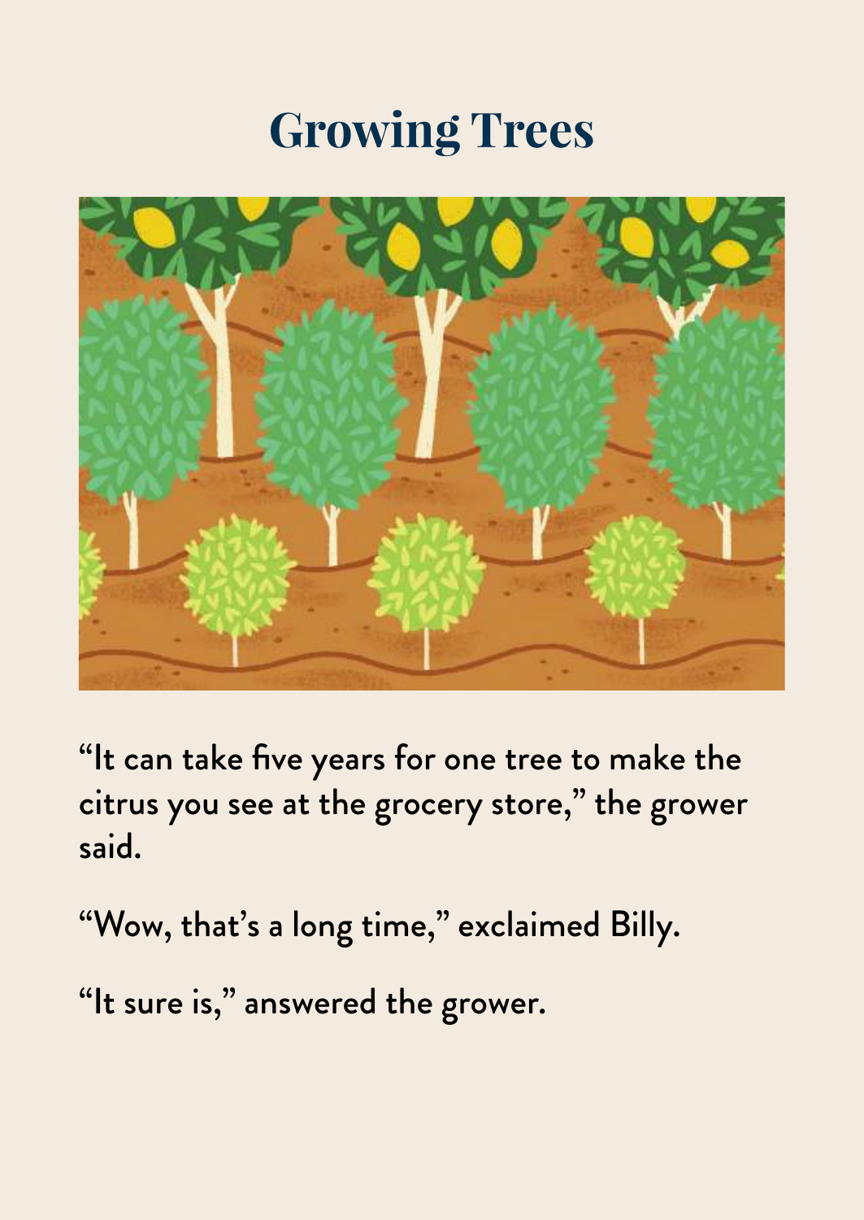# Growing Trees

"It can take five years for one tree to make the citrus you see at the grocery store," the grower said.

"Wow, that's a long time," exclaimed Billy.

"It sure is," answered the grower.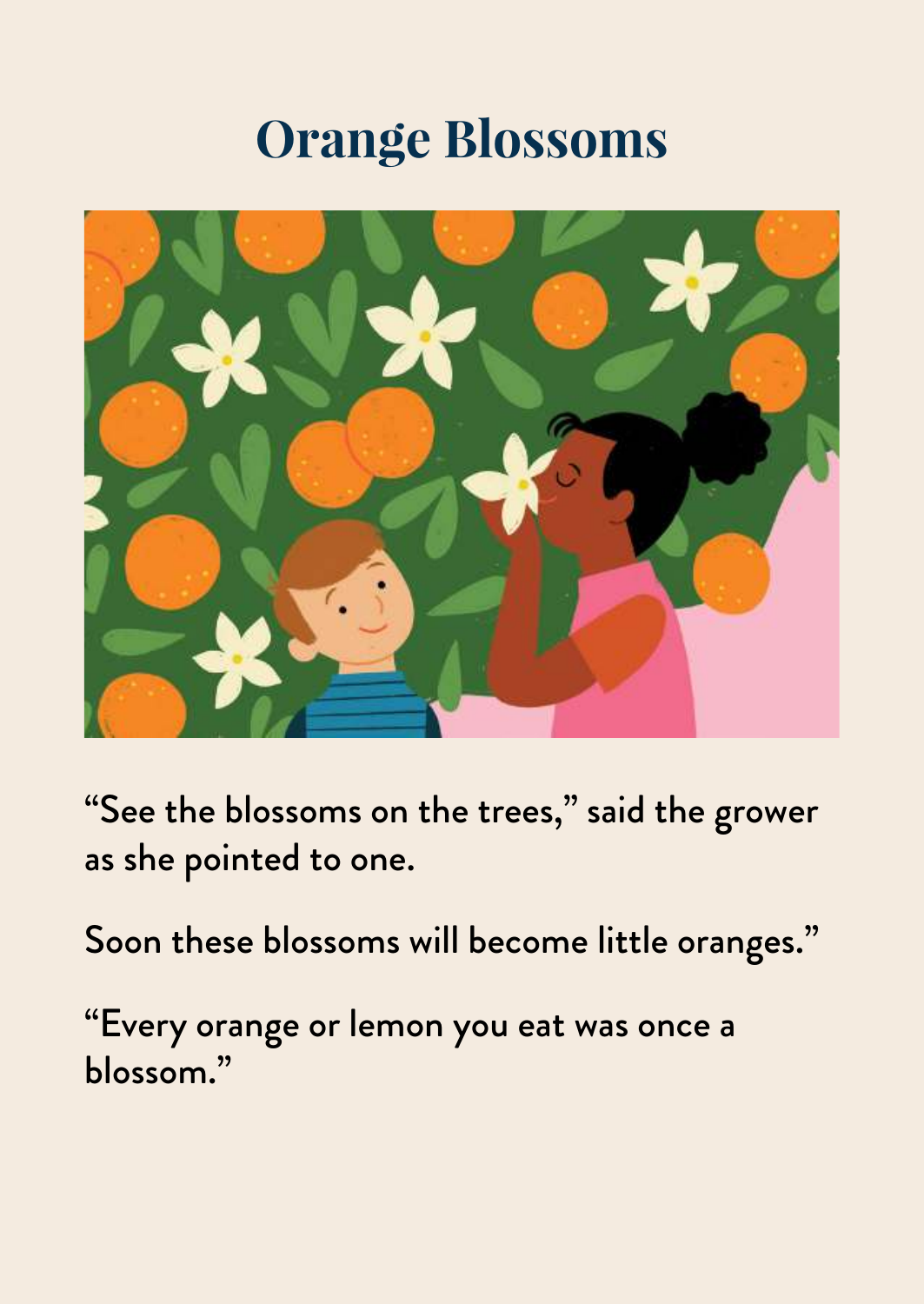# Orange Blossoms

“See the blossoms on the trees,” said the grower as she pointed to one.

Soon these blossoms will become little oranges.”

“Every orange or lemon you eat was once a blossom.”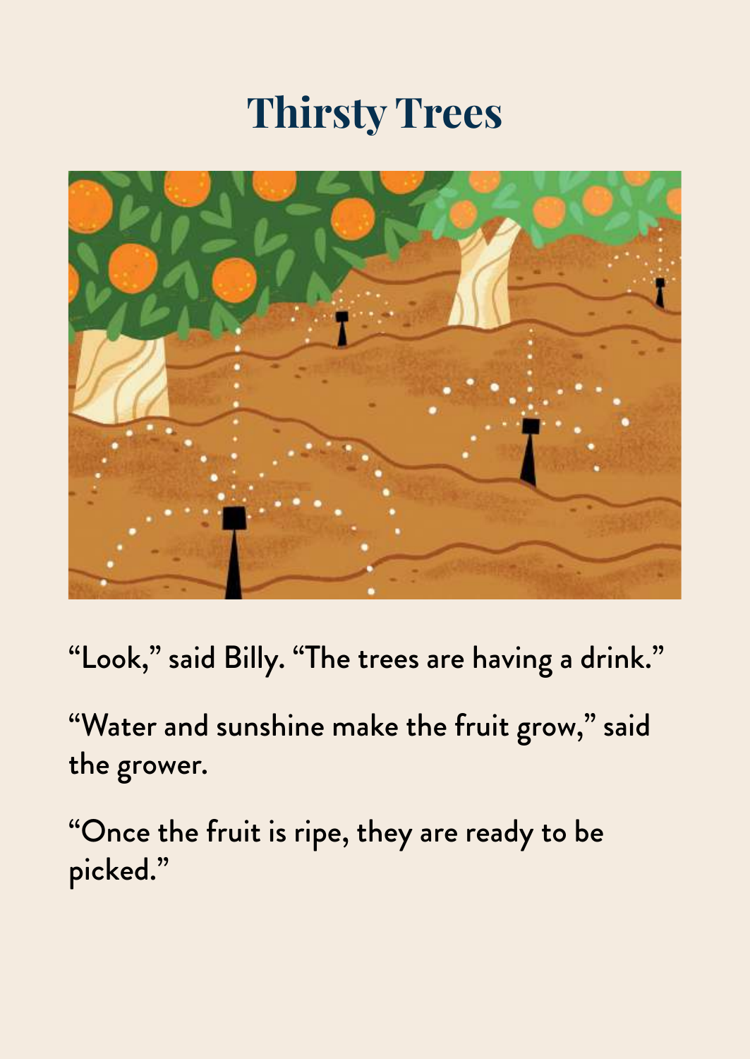# Thirsty Trees

“Look,” said Billy. “The trees are having a drink.”

“Water and sunshine make the fruit grow,” said the grower.

“Once the fruit is ripe, they are ready to be picked.”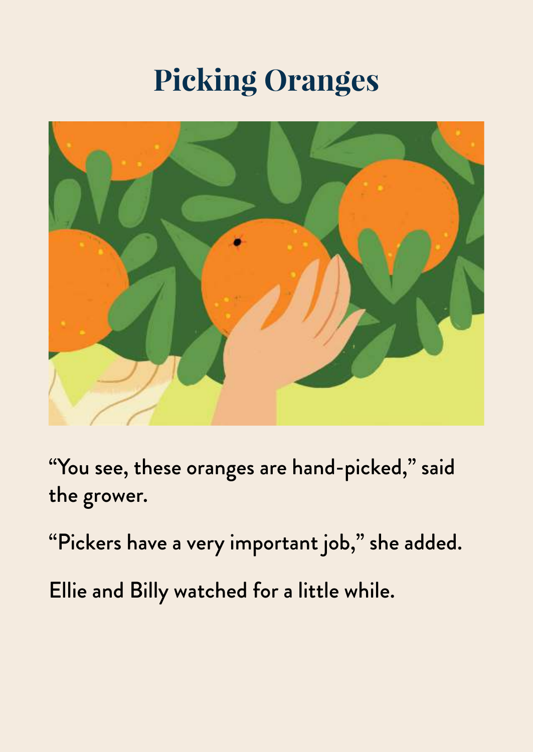# Picking Oranges

"You see, these oranges are hand-picked," said the grower.

"Pickers have a very important job," she added.

Ellie and Billy watched for a little while.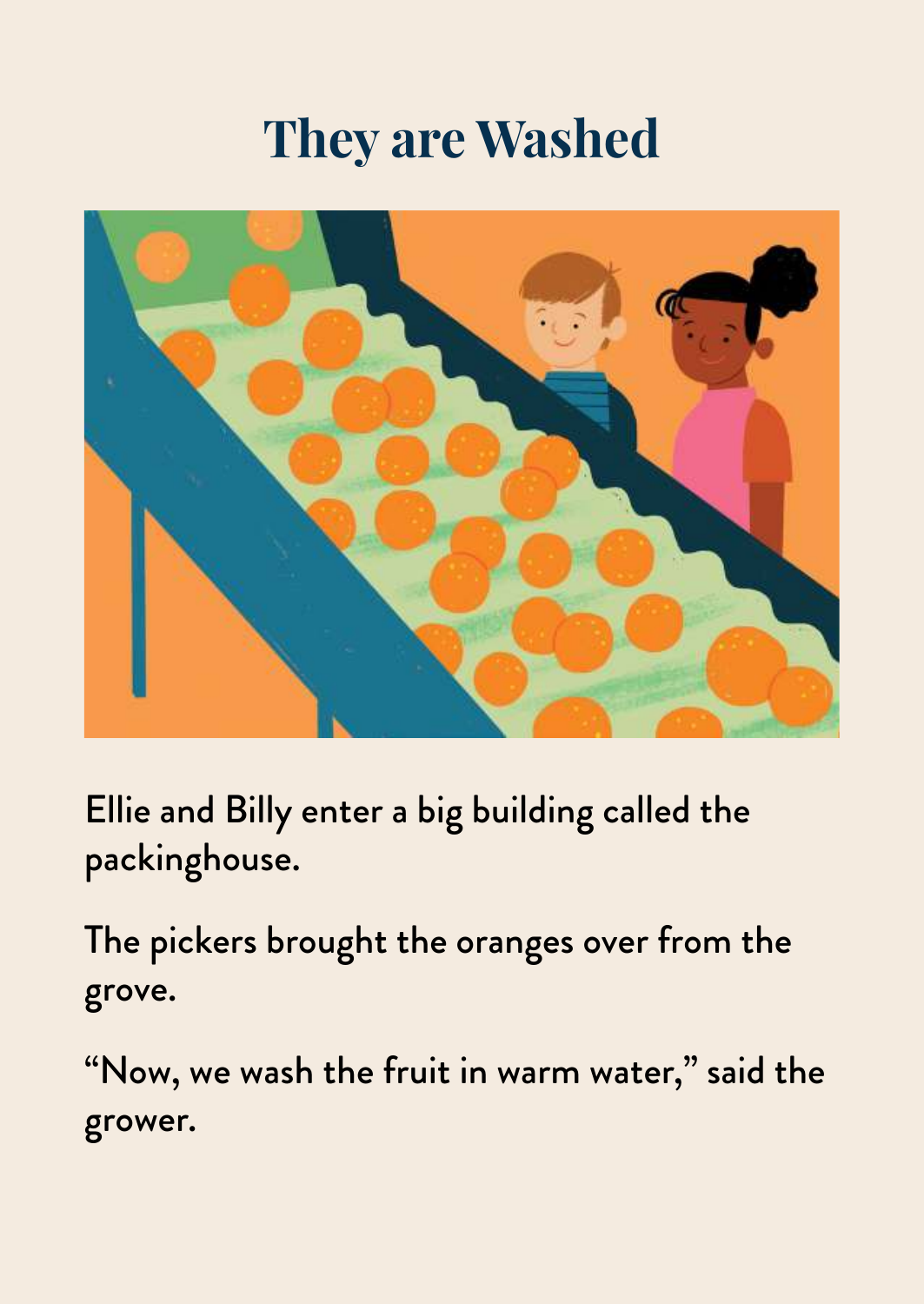# They are Washed

Ellie and Billy enter a big building called the packinghouse.

The pickers brought the oranges over from the grove.

“Now, we wash the fruit in warm water,” said the grower.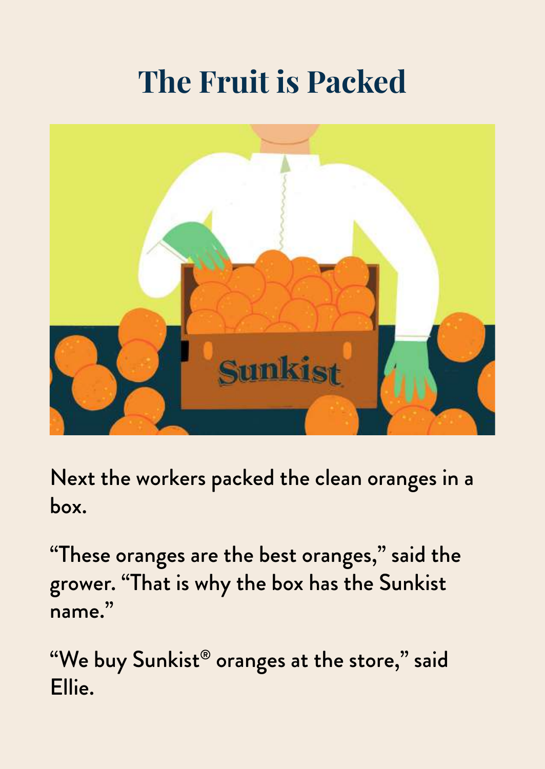# The Fruit is Packed

Next the workers packed the clean oranges in a box.

"These oranges are the best oranges," said the grower. "That is why the box has the Sunkist name."

"We buy Sunkist® oranges at the store," said Ellie.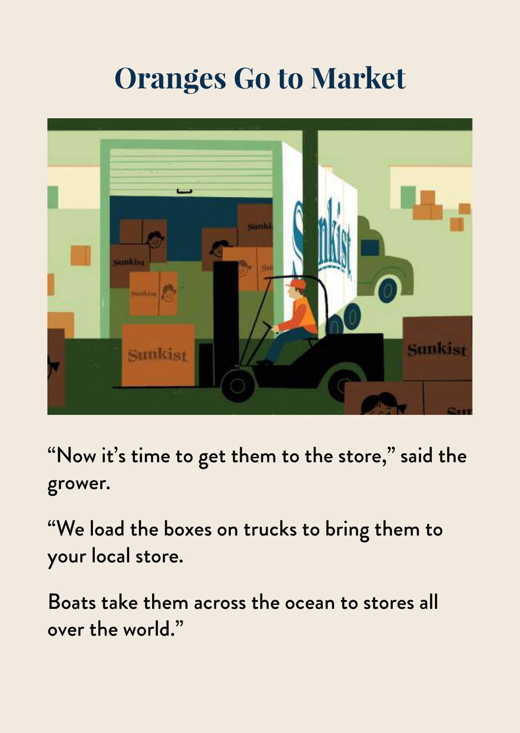# Oranges Go to Market

"Now it's time to get them to the store," said the grower.

"We load the boxes on trucks to bring them to your local store.

Boats take them across the ocean to stores all over the world."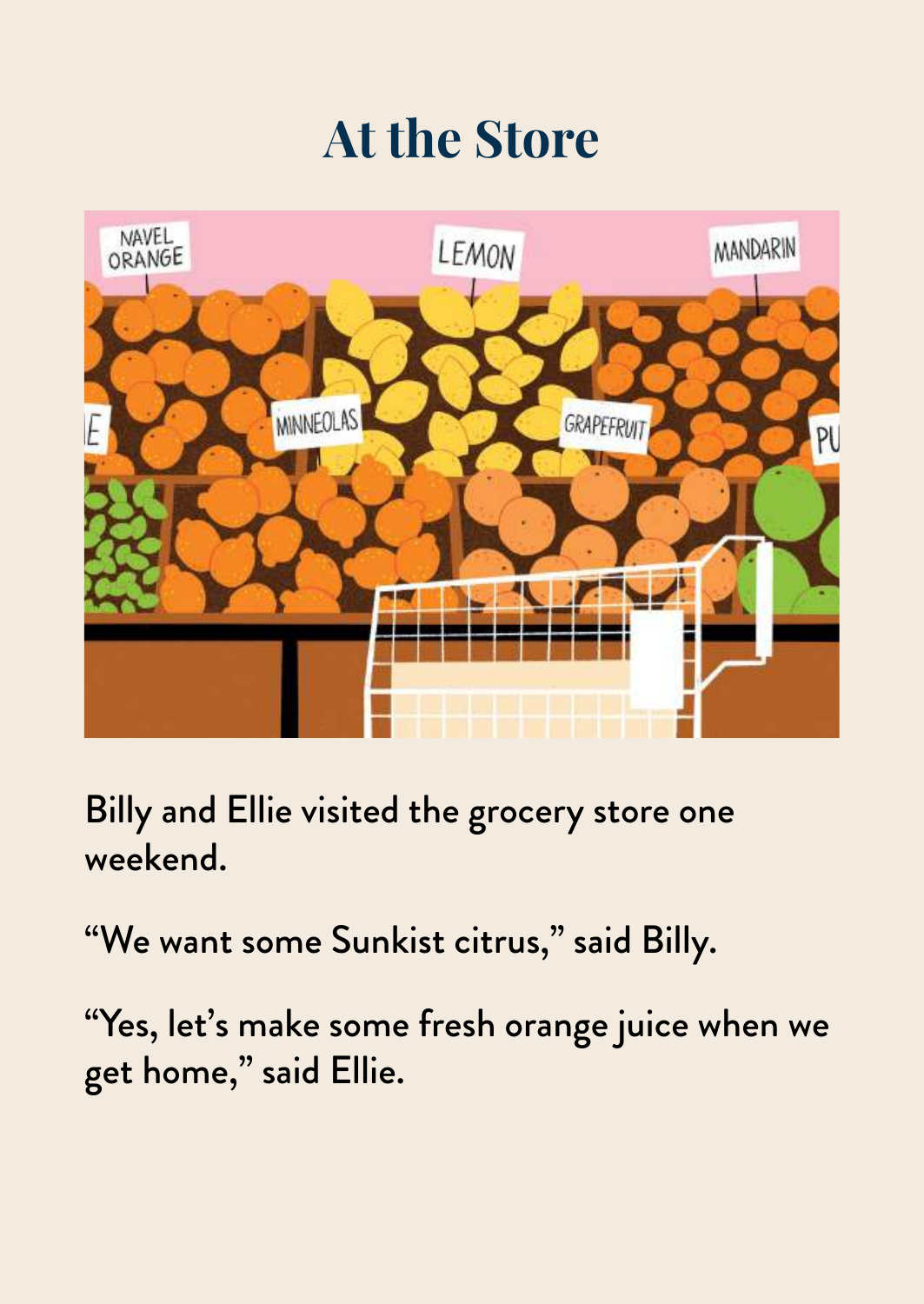# At the Store

Billy and Ellie visited the grocery store one weekend.

"We want some Sunkist citrus," said Billy.

"Yes, let's make some fresh orange juice when we get home," said Ellie.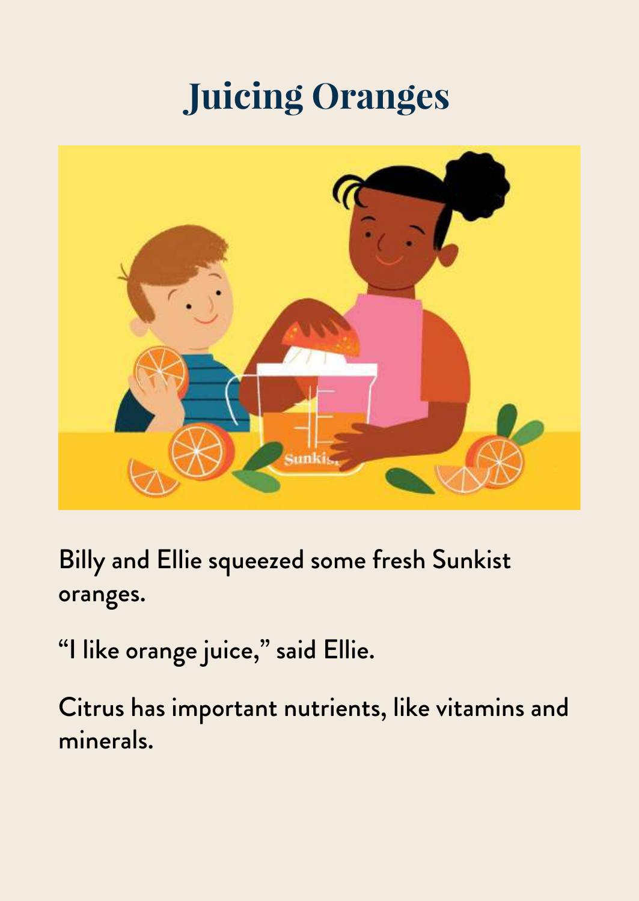# Juicing Oranges

Billy and Ellie squeezed some fresh Sunkist oranges.

"I like orange juice," said Ellie.

Citrus has important nutrients, like vitamins and minerals.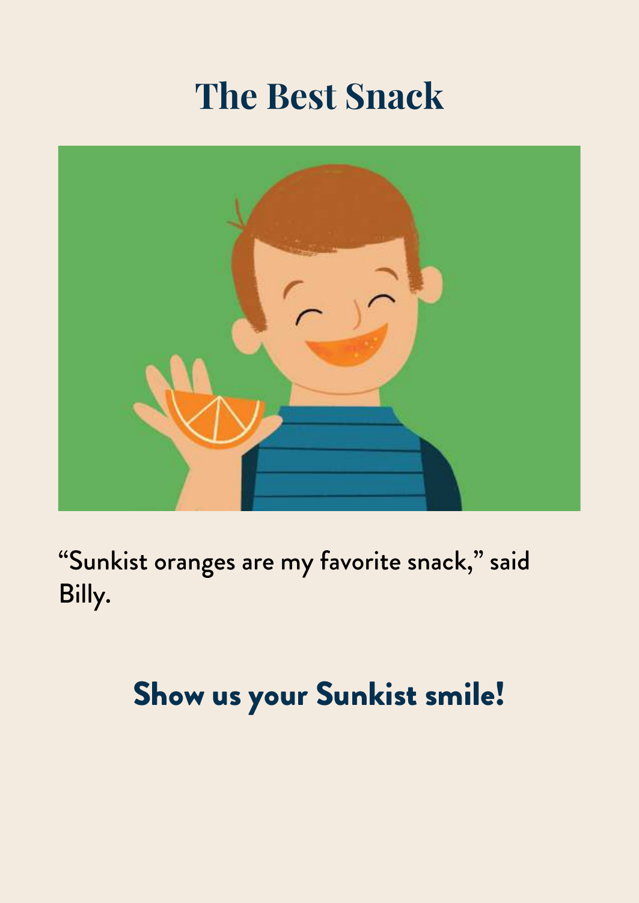# The Best Snack

"Sunkist oranges are my favorite snack," said Billy.

## Show us your Sunkist smile!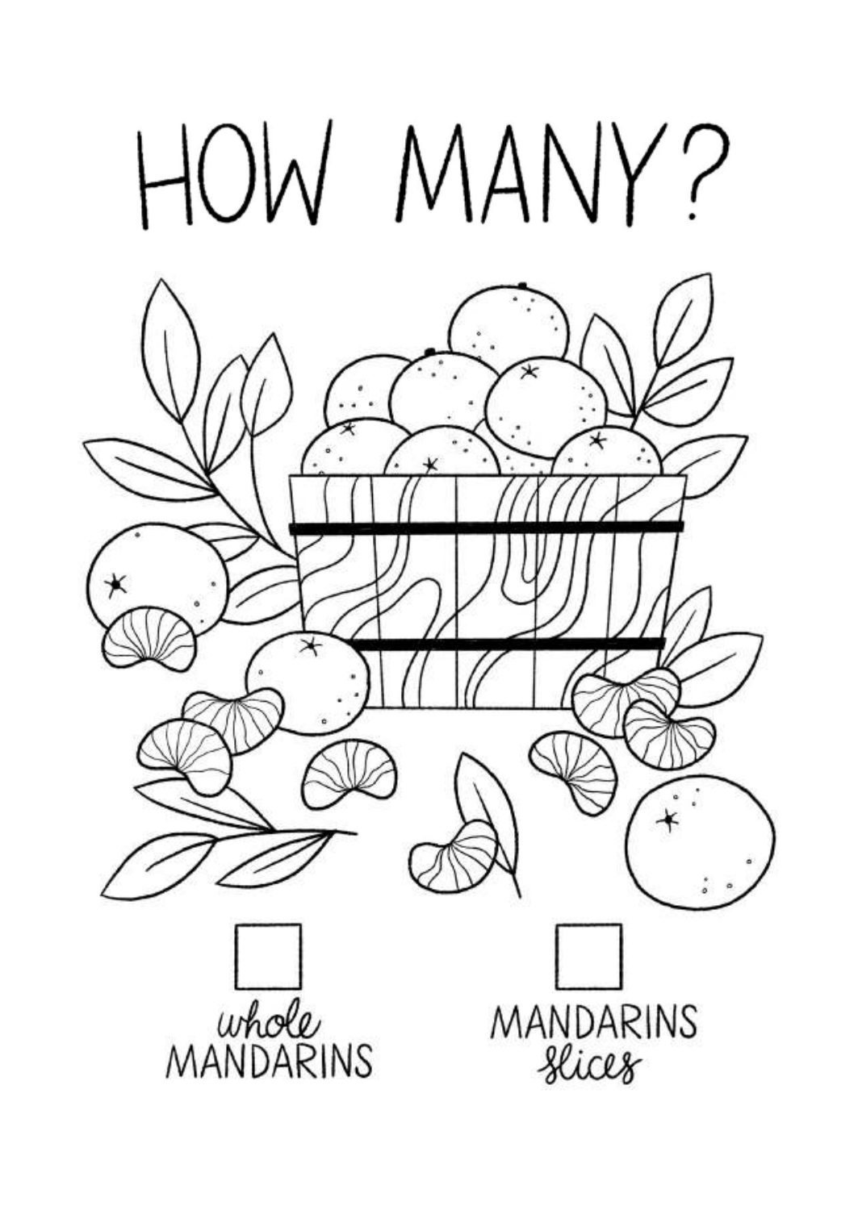# HOW MANY?

☐ *whole* MANDARINS

☐ MANDARINS *slices*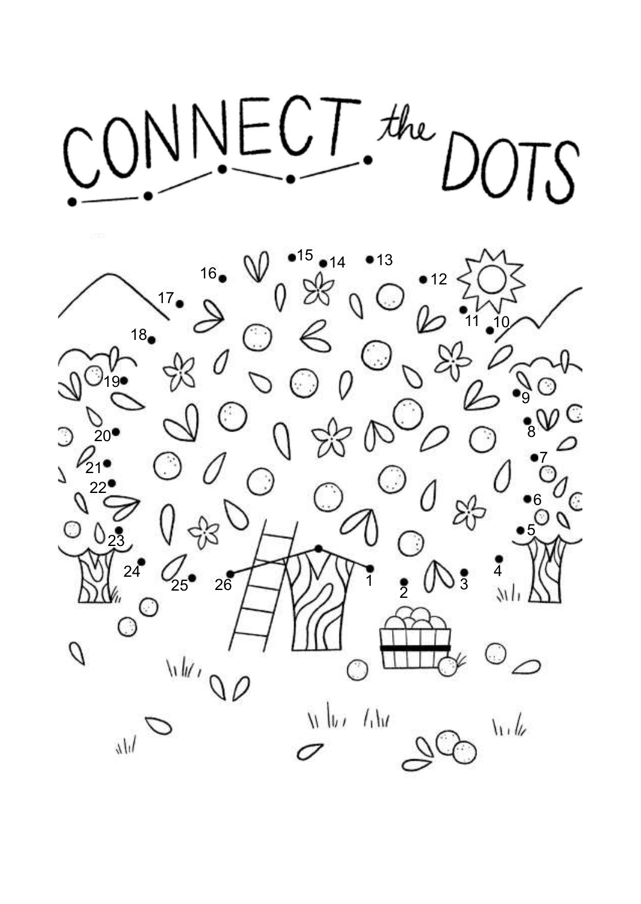# CONNECT the DOTS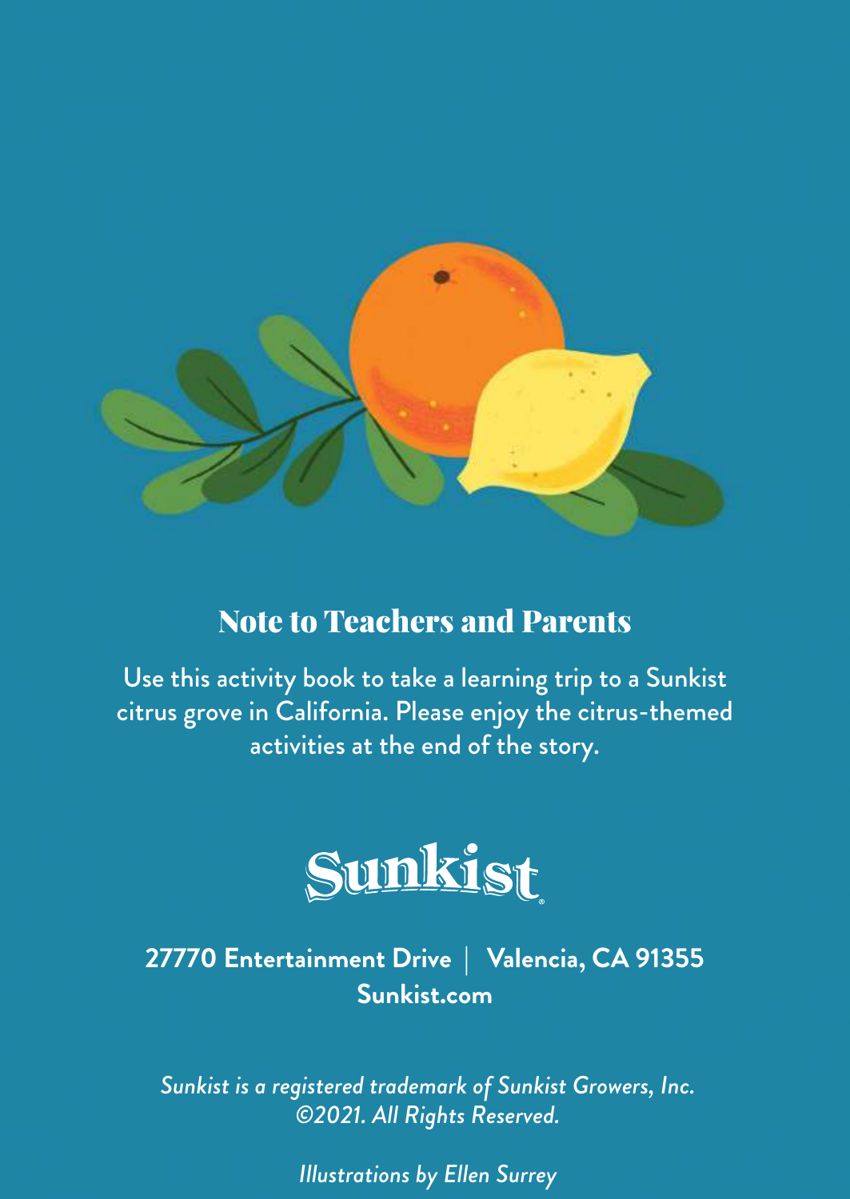## Note to Teachers and Parents

Use this activity book to take a learning trip to a Sunkist citrus grove in California. Please enjoy the citrus-themed activities at the end of the story.

Sunkist

**27770 Entertainment Drive | Valencia, CA 91355**
**Sunkist.com**

*Sunkist is a registered trademark of Sunkist Growers, Inc. ©2021. All Rights Reserved.*

*Illustrations by Ellen Surrey*